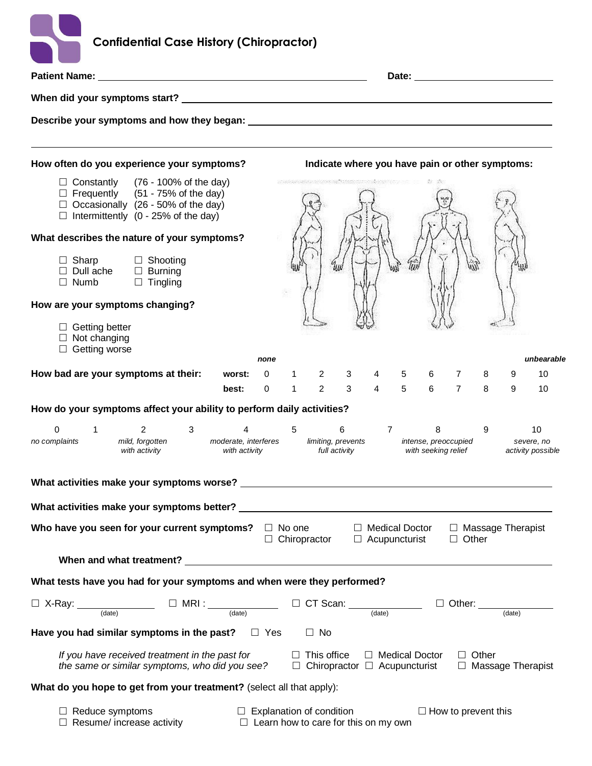# Confidential Case History (Chiropractor)

**Patient Name:** ______________________________ **Date:** ______________

**When did your symptoms start?** ______________________________

**Describe your symptoms and how they began:** ______________________________

______________________________

**How often do you experience your symptoms?**

- ☐ Constantly (76 - 100% of the day)
- ☐ Frequently (51 - 75% of the day)
- ☐ Occasionally (26 - 50% of the day)
- ☐ Intermittently (0 - 25% of the day)

**Indicate where you have pain or other symptoms:**

**What describes the nature of your symptoms?**

- ☐ Sharp ☐ Shooting
- ☐ Dull ache ☐ Burning
- ☐ Numb ☐ Tingling

**How are your symptoms changing?**

- ☐ Getting better
- ☐ Not changing
- ☐ Getting worse

| How bad are your symptoms at their: | | *none* | | | | | | | | | | *unbearable* |
|---|---|---|---|---|---|---|---|---|---|---|---|---|
| | **worst:** | 0 | 1 | 2 | 3 | 4 | 5 | 6 | 7 | 8 | 9 | 10 |
| | **best:** | 0 | 1 | 2 | 3 | 4 | 5 | 6 | 7 | 8 | 9 | 10 |

**How do your symptoms affect your ability to perform daily activities?**

| 0 | 1 | 2 | 3 | 4 | 5 | 6 | 7 | 8 | 9 | 10 |
|---|---|---|---|---|---|---|---|---|---|---|
| *no complaints* | | *mild, forgotten with activity* | | *moderate, interferes with activity* | | *limiting, prevents full activity* | | *intense, preoccupied with seeking relief* | | *severe, no activity possible* |

**What activities make your symptoms worse?** ______________________________

**What activities make your symptoms better?** ______________________________

**Who have you seen for your current symptoms?** ☐ No one ☐ Medical Doctor ☐ Massage Therapist ☐ Chiropractor ☐ Acupuncturist ☐ Other

**When and what treatment?** ______________________________

**What tests have you had for your symptoms and when were they performed?**

☐ X-Ray: __________ (date) ☐ MRI : __________ (date) ☐ CT Scan: __________ (date) ☐ Other: __________ (date)

**Have you had similar symptoms in the past?** ☐ Yes ☐ No

*If you have received treatment in the past for the same or similar symptoms, who did you see?* ☐ This office ☐ Medical Doctor ☐ Other ☐ Chiropractor ☐ Acupuncturist ☐ Massage Therapist

**What do you hope to get from your treatment?** (select all that apply):

- ☐ Reduce symptoms
- ☐ Explanation of condition
- ☐ How to prevent this
- ☐ Resume/ increase activity
- ☐ Learn how to care for this on my own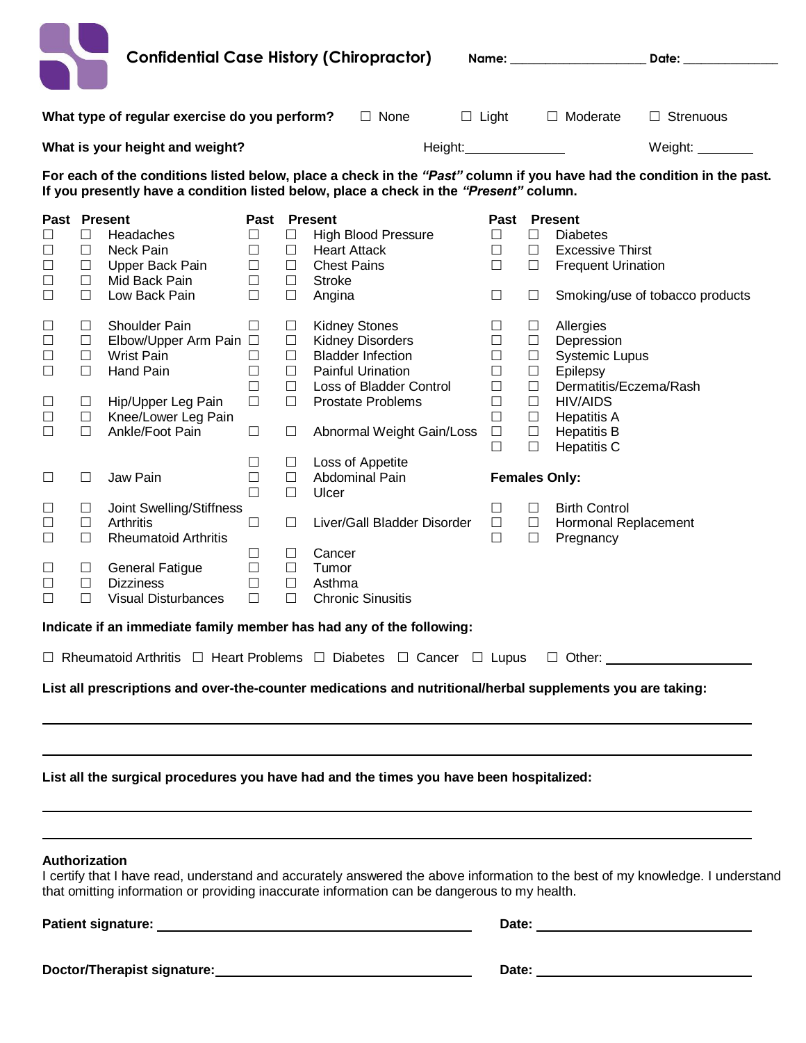## Confidential Case History (Chiropractor)

**Name:** ____________________ **Date:** ______________

**What type of regular exercise do you perform?** ☐ None ☐ Light ☐ Moderate ☐ Strenuous

**What is your height and weight?** Height: ______________ Weight: ________

**For each of the conditions listed below, place a check in the *"Past"* column if you have had the condition in the past. If you presently have a condition listed below, place a check in the *"Present"* column.**

| Past | Present | | Past | Present | | Past | Present | |
|---|---|---|---|---|---|---|---|---|
| ☐ | ☐ | Headaches | ☐ | ☐ | High Blood Pressure | ☐ | ☐ | Diabetes |
| ☐ | ☐ | Neck Pain | ☐ | ☐ | Heart Attack | ☐ | ☐ | Excessive Thirst |
| ☐ | ☐ | Upper Back Pain | ☐ | ☐ | Chest Pains | ☐ | ☐ | Frequent Urination |
| ☐ | ☐ | Mid Back Pain | ☐ | ☐ | Stroke | | | |
| ☐ | ☐ | Low Back Pain | ☐ | ☐ | Angina | ☐ | ☐ | Smoking/use of tobacco products |
| ☐ | ☐ | Shoulder Pain | ☐ | ☐ | Kidney Stones | ☐ | ☐ | Allergies |
| ☐ | ☐ | Elbow/Upper Arm Pain | ☐ | ☐ | Kidney Disorders | ☐ | ☐ | Depression |
| ☐ | ☐ | Wrist Pain | ☐ | ☐ | Bladder Infection | ☐ | ☐ | Systemic Lupus |
| ☐ | ☐ | Hand Pain | ☐ | ☐ | Painful Urination | ☐ | ☐ | Epilepsy |
| | | | ☐ | ☐ | Loss of Bladder Control | ☐ | ☐ | Dermatitis/Eczema/Rash |
| ☐ | ☐ | Hip/Upper Leg Pain | ☐ | ☐ | Prostate Problems | ☐ | ☐ | HIV/AIDS |
| ☐ | ☐ | Knee/Lower Leg Pain | | | | ☐ | ☐ | Hepatitis A |
| ☐ | ☐ | Ankle/Foot Pain | ☐ | ☐ | Abnormal Weight Gain/Loss | ☐ | ☐ | Hepatitis B |
| | | | | | | ☐ | ☐ | Hepatitis C |
| | | | ☐ | ☐ | Loss of Appetite | | | |
| ☐ | ☐ | Jaw Pain | ☐ | ☐ | Abdominal Pain | | | **Females Only:** |
| | | | ☐ | ☐ | Ulcer | | | |
| ☐ | ☐ | Joint Swelling/Stiffness | | | | ☐ | ☐ | Birth Control |
| ☐ | ☐ | Arthritis | ☐ | ☐ | Liver/Gall Bladder Disorder | ☐ | ☐ | Hormonal Replacement |
| ☐ | ☐ | Rheumatoid Arthritis | | | | ☐ | ☐ | Pregnancy |
| | | | ☐ | ☐ | Cancer | | | |
| ☐ | ☐ | General Fatigue | ☐ | ☐ | Tumor | | | |
| ☐ | ☐ | Dizziness | ☐ | ☐ | Asthma | | | |
| ☐ | ☐ | Visual Disturbances | ☐ | ☐ | Chronic Sinusitis | | | |

**Indicate if an immediate family member has had any of the following:**

☐ Rheumatoid Arthritis ☐ Heart Problems ☐ Diabetes ☐ Cancer ☐ Lupus ☐ Other: ____________________

**List all prescriptions and over-the-counter medications and nutritional/herbal supplements you are taking:**

______________________________________________________________________

______________________________________________________________________

**List all the surgical procedures you have had and the times you have been hospitalized:**

______________________________________________________________________

______________________________________________________________________

**Authorization**

I certify that I have read, understand and accurately answered the above information to the best of my knowledge. I understand that omitting information or providing inaccurate information can be dangerous to my health.

**Patient signature:** ________________________________ **Date:** ______________________

**Doctor/Therapist signature:** ________________________________ **Date:** ______________________